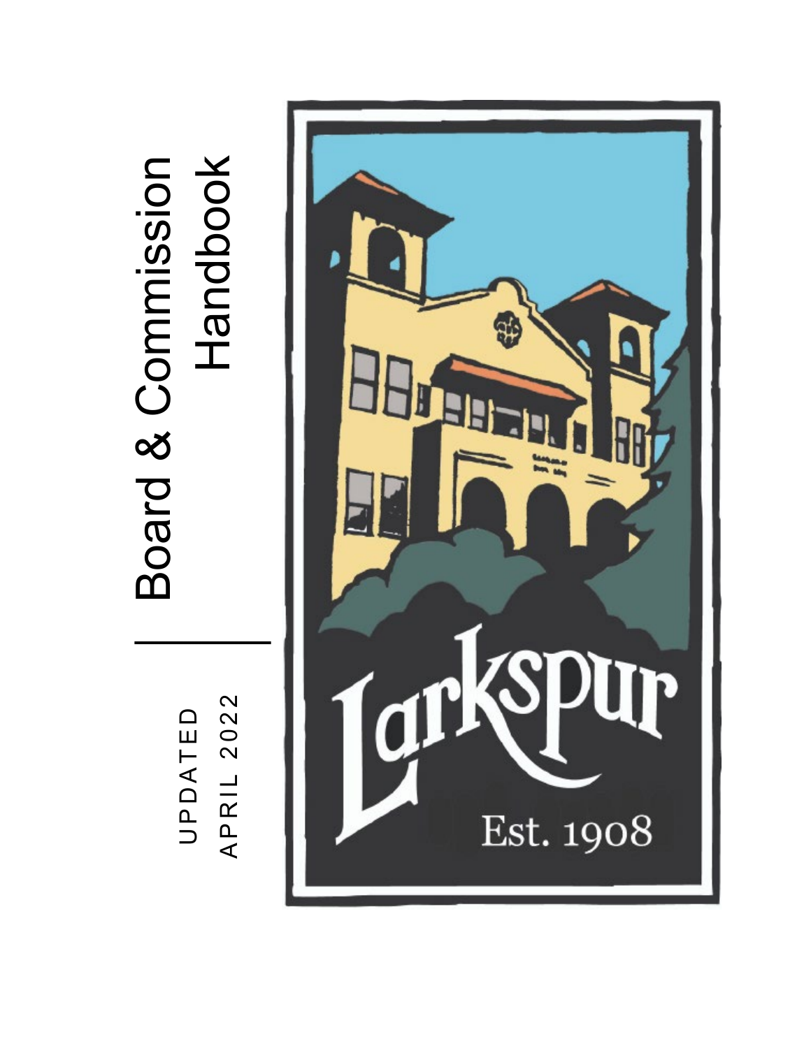# Board & Commission Handbook

UPDATED
APRIL 2022

Larkspur

Est. 1908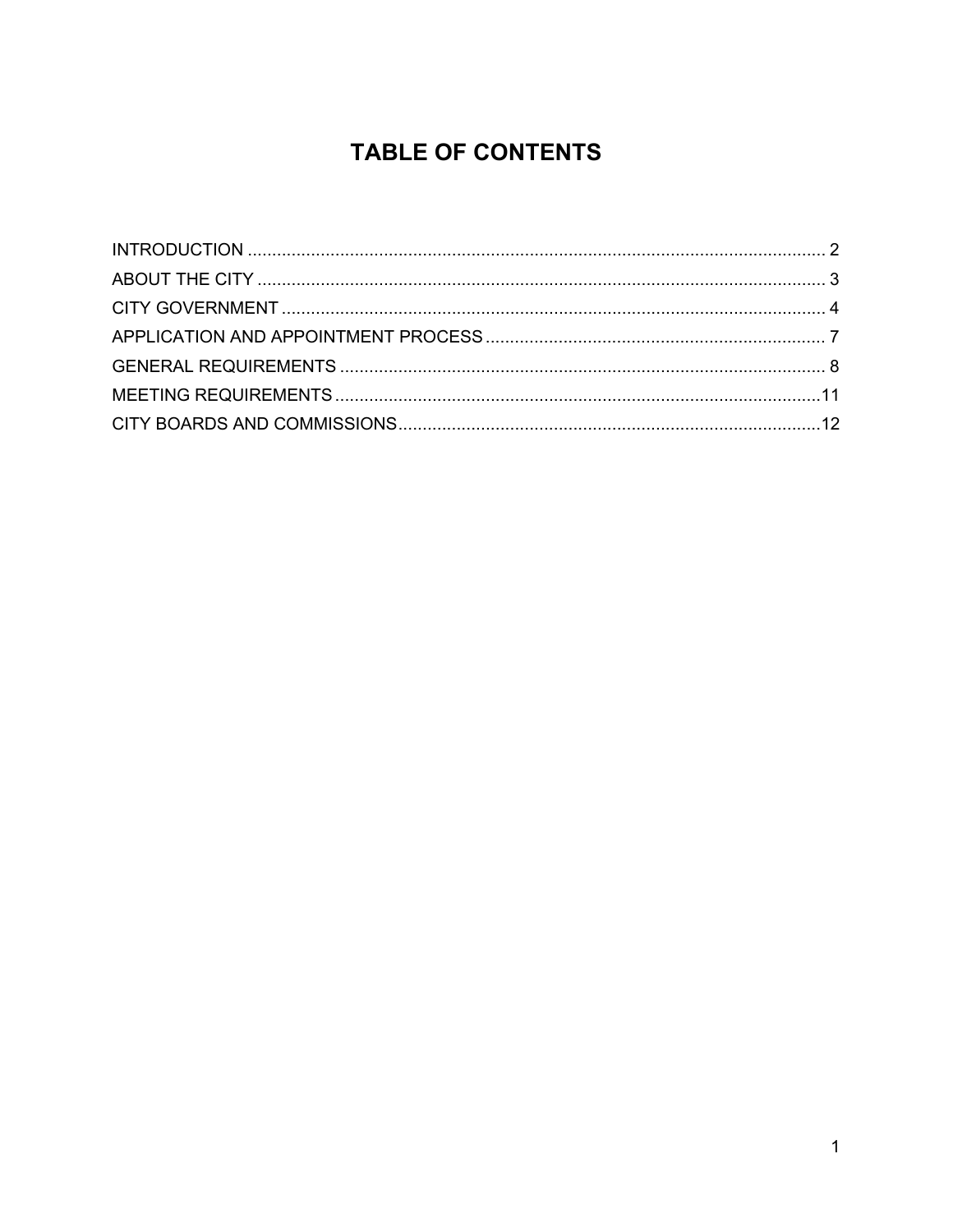# TABLE OF CONTENTS

INTRODUCTION ........................................................................................................................ 2
ABOUT THE CITY ..................................................................................................................... 3
CITY GOVERNMENT ................................................................................................................ 4
APPLICATION AND APPOINTMENT PROCESS ...................................................................... 7
GENERAL REQUIREMENTS .................................................................................................... 8
MEETING REQUIREMENTS .................................................................................................... 11
CITY BOARDS AND COMMISSIONS ...................................................................................... 12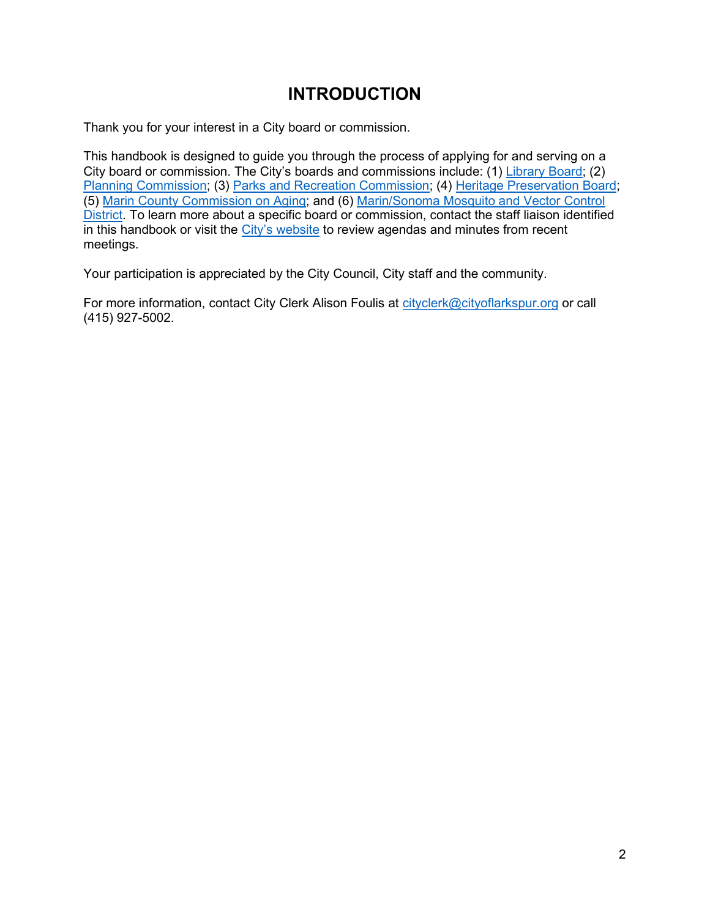# INTRODUCTION

Thank you for your interest in a City board or commission.

This handbook is designed to guide you through the process of applying for and serving on a City board or commission. The City's boards and commissions include: (1) Library Board; (2) Planning Commission; (3) Parks and Recreation Commission; (4) Heritage Preservation Board; (5) Marin County Commission on Aging; and (6) Marin/Sonoma Mosquito and Vector Control District. To learn more about a specific board or commission, contact the staff liaison identified in this handbook or visit the City's website to review agendas and minutes from recent meetings.

Your participation is appreciated by the City Council, City staff and the community.

For more information, contact City Clerk Alison Foulis at cityclerk@cityoflarkspur.org or call (415) 927-5002.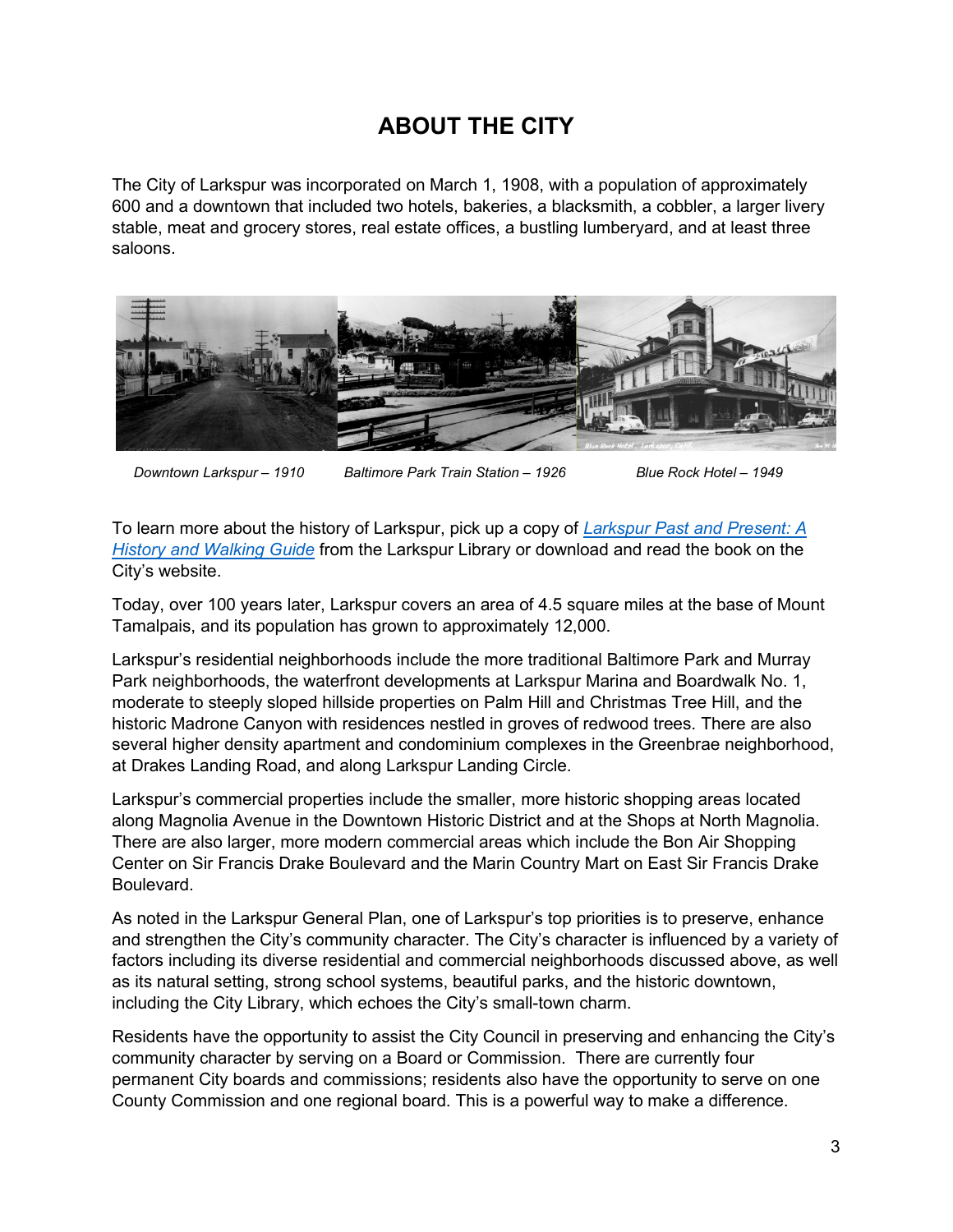# ABOUT THE CITY

The City of Larkspur was incorporated on March 1, 1908, with a population of approximately 600 and a downtown that included two hotels, bakeries, a blacksmith, a cobbler, a larger livery stable, meat and grocery stores, real estate offices, a bustling lumberyard, and at least three saloons.

*Downtown Larkspur – 1910* *Baltimore Park Train Station – 1926* *Blue Rock Hotel – 1949*

To learn more about the history of Larkspur, pick up a copy of *Larkspur Past and Present: A History and Walking Guide* from the Larkspur Library or download and read the book on the City's website.

Today, over 100 years later, Larkspur covers an area of 4.5 square miles at the base of Mount Tamalpais, and its population has grown to approximately 12,000.

Larkspur's residential neighborhoods include the more traditional Baltimore Park and Murray Park neighborhoods, the waterfront developments at Larkspur Marina and Boardwalk No. 1, moderate to steeply sloped hillside properties on Palm Hill and Christmas Tree Hill, and the historic Madrone Canyon with residences nestled in groves of redwood trees. There are also several higher density apartment and condominium complexes in the Greenbrae neighborhood, at Drakes Landing Road, and along Larkspur Landing Circle.

Larkspur's commercial properties include the smaller, more historic shopping areas located along Magnolia Avenue in the Downtown Historic District and at the Shops at North Magnolia. There are also larger, more modern commercial areas which include the Bon Air Shopping Center on Sir Francis Drake Boulevard and the Marin Country Mart on East Sir Francis Drake Boulevard.

As noted in the Larkspur General Plan, one of Larkspur's top priorities is to preserve, enhance and strengthen the City's community character. The City's character is influenced by a variety of factors including its diverse residential and commercial neighborhoods discussed above, as well as its natural setting, strong school systems, beautiful parks, and the historic downtown, including the City Library, which echoes the City's small-town charm.

Residents have the opportunity to assist the City Council in preserving and enhancing the City's community character by serving on a Board or Commission. There are currently four permanent City boards and commissions; residents also have the opportunity to serve on one County Commission and one regional board. This is a powerful way to make a difference.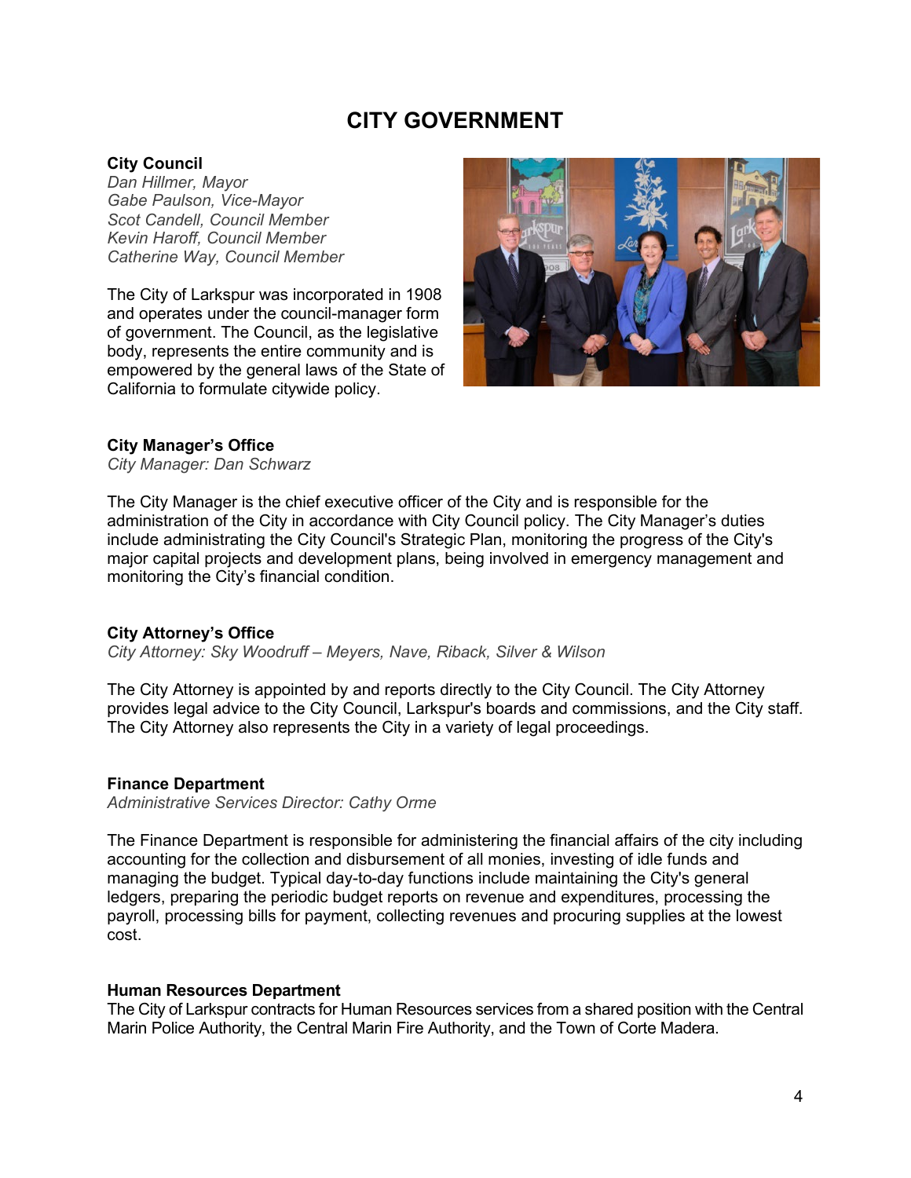# CITY GOVERNMENT

**City Council**

*Dan Hillmer, Mayor*
*Gabe Paulson, Vice-Mayor*
*Scot Candell, Council Member*
*Kevin Haroff, Council Member*
*Catherine Way, Council Member*

The City of Larkspur was incorporated in 1908 and operates under the council-manager form of government. The Council, as the legislative body, represents the entire community and is empowered by the general laws of the State of California to formulate citywide policy.

**City Manager's Office**

*City Manager: Dan Schwarz*

The City Manager is the chief executive officer of the City and is responsible for the administration of the City in accordance with City Council policy. The City Manager's duties include administrating the City Council's Strategic Plan, monitoring the progress of the City's major capital projects and development plans, being involved in emergency management and monitoring the City's financial condition.

**City Attorney's Office**

*City Attorney: Sky Woodruff – Meyers, Nave, Riback, Silver & Wilson*

The City Attorney is appointed by and reports directly to the City Council. The City Attorney provides legal advice to the City Council, Larkspur's boards and commissions, and the City staff. The City Attorney also represents the City in a variety of legal proceedings.

**Finance Department**

*Administrative Services Director: Cathy Orme*

The Finance Department is responsible for administering the financial affairs of the city including accounting for the collection and disbursement of all monies, investing of idle funds and managing the budget. Typical day-to-day functions include maintaining the City's general ledgers, preparing the periodic budget reports on revenue and expenditures, processing the payroll, processing bills for payment, collecting revenues and procuring supplies at the lowest cost.

**Human Resources Department**

The City of Larkspur contracts for Human Resources services from a shared position with the Central Marin Police Authority, the Central Marin Fire Authority, and the Town of Corte Madera.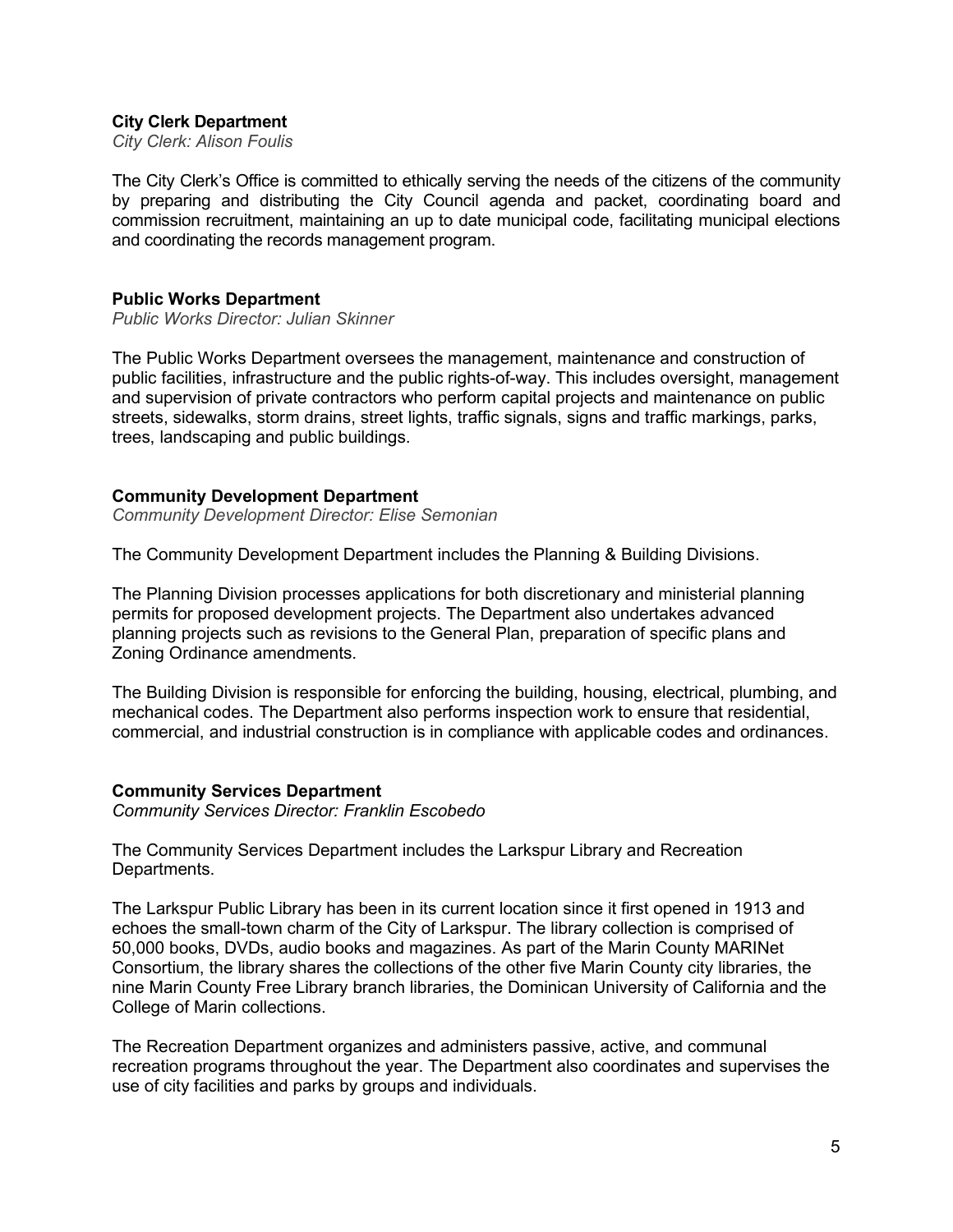**City Clerk Department**

*City Clerk: Alison Foulis*

The City Clerk's Office is committed to ethically serving the needs of the citizens of the community by preparing and distributing the City Council agenda and packet, coordinating board and commission recruitment, maintaining an up to date municipal code, facilitating municipal elections and coordinating the records management program.

**Public Works Department**

*Public Works Director: Julian Skinner*

The Public Works Department oversees the management, maintenance and construction of public facilities, infrastructure and the public rights-of-way. This includes oversight, management and supervision of private contractors who perform capital projects and maintenance on public streets, sidewalks, storm drains, street lights, traffic signals, signs and traffic markings, parks, trees, landscaping and public buildings.

**Community Development Department**

*Community Development Director: Elise Semonian*

The Community Development Department includes the Planning & Building Divisions.

The Planning Division processes applications for both discretionary and ministerial planning permits for proposed development projects. The Department also undertakes advanced planning projects such as revisions to the General Plan, preparation of specific plans and Zoning Ordinance amendments.

The Building Division is responsible for enforcing the building, housing, electrical, plumbing, and mechanical codes. The Department also performs inspection work to ensure that residential, commercial, and industrial construction is in compliance with applicable codes and ordinances.

**Community Services Department**

*Community Services Director: Franklin Escobedo*

The Community Services Department includes the Larkspur Library and Recreation Departments.

The Larkspur Public Library has been in its current location since it first opened in 1913 and echoes the small-town charm of the City of Larkspur. The library collection is comprised of 50,000 books, DVDs, audio books and magazines. As part of the Marin County MARINet Consortium, the library shares the collections of the other five Marin County city libraries, the nine Marin County Free Library branch libraries, the Dominican University of California and the College of Marin collections.

The Recreation Department organizes and administers passive, active, and communal recreation programs throughout the year. The Department also coordinates and supervises the use of city facilities and parks by groups and individuals.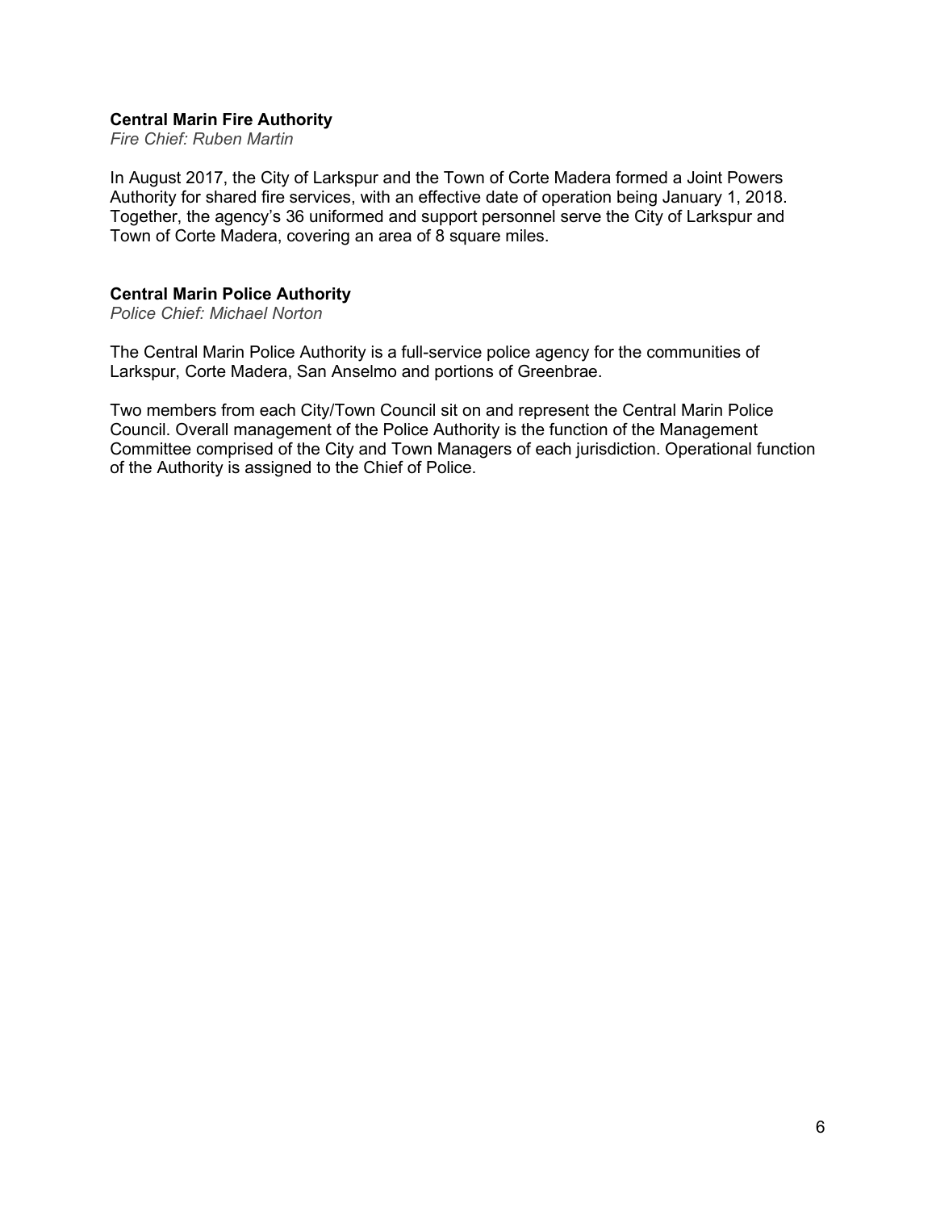**Central Marin Fire Authority**
*Fire Chief: Ruben Martin*

In August 2017, the City of Larkspur and the Town of Corte Madera formed a Joint Powers Authority for shared fire services, with an effective date of operation being January 1, 2018. Together, the agency's 36 uniformed and support personnel serve the City of Larkspur and Town of Corte Madera, covering an area of 8 square miles.

**Central Marin Police Authority**
*Police Chief: Michael Norton*

The Central Marin Police Authority is a full-service police agency for the communities of Larkspur, Corte Madera, San Anselmo and portions of Greenbrae.

Two members from each City/Town Council sit on and represent the Central Marin Police Council. Overall management of the Police Authority is the function of the Management Committee comprised of the City and Town Managers of each jurisdiction. Operational function of the Authority is assigned to the Chief of Police.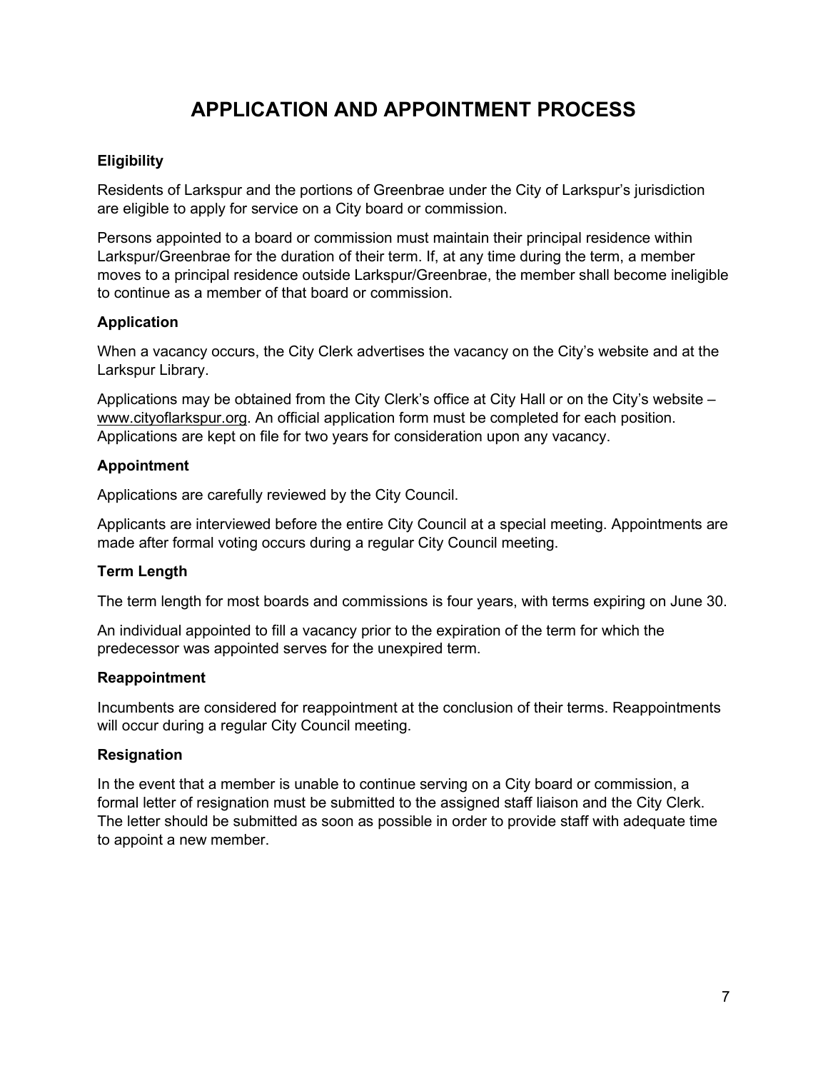# APPLICATION AND APPOINTMENT PROCESS

**Eligibility**

Residents of Larkspur and the portions of Greenbrae under the City of Larkspur's jurisdiction are eligible to apply for service on a City board or commission.

Persons appointed to a board or commission must maintain their principal residence within Larkspur/Greenbrae for the duration of their term. If, at any time during the term, a member moves to a principal residence outside Larkspur/Greenbrae, the member shall become ineligible to continue as a member of that board or commission.

**Application**

When a vacancy occurs, the City Clerk advertises the vacancy on the City's website and at the Larkspur Library.

Applications may be obtained from the City Clerk's office at City Hall or on the City's website – www.cityoflarkspur.org. An official application form must be completed for each position. Applications are kept on file for two years for consideration upon any vacancy.

**Appointment**

Applications are carefully reviewed by the City Council.

Applicants are interviewed before the entire City Council at a special meeting. Appointments are made after formal voting occurs during a regular City Council meeting.

**Term Length**

The term length for most boards and commissions is four years, with terms expiring on June 30.

An individual appointed to fill a vacancy prior to the expiration of the term for which the predecessor was appointed serves for the unexpired term.

**Reappointment**

Incumbents are considered for reappointment at the conclusion of their terms. Reappointments will occur during a regular City Council meeting.

**Resignation**

In the event that a member is unable to continue serving on a City board or commission, a formal letter of resignation must be submitted to the assigned staff liaison and the City Clerk. The letter should be submitted as soon as possible in order to provide staff with adequate time to appoint a new member.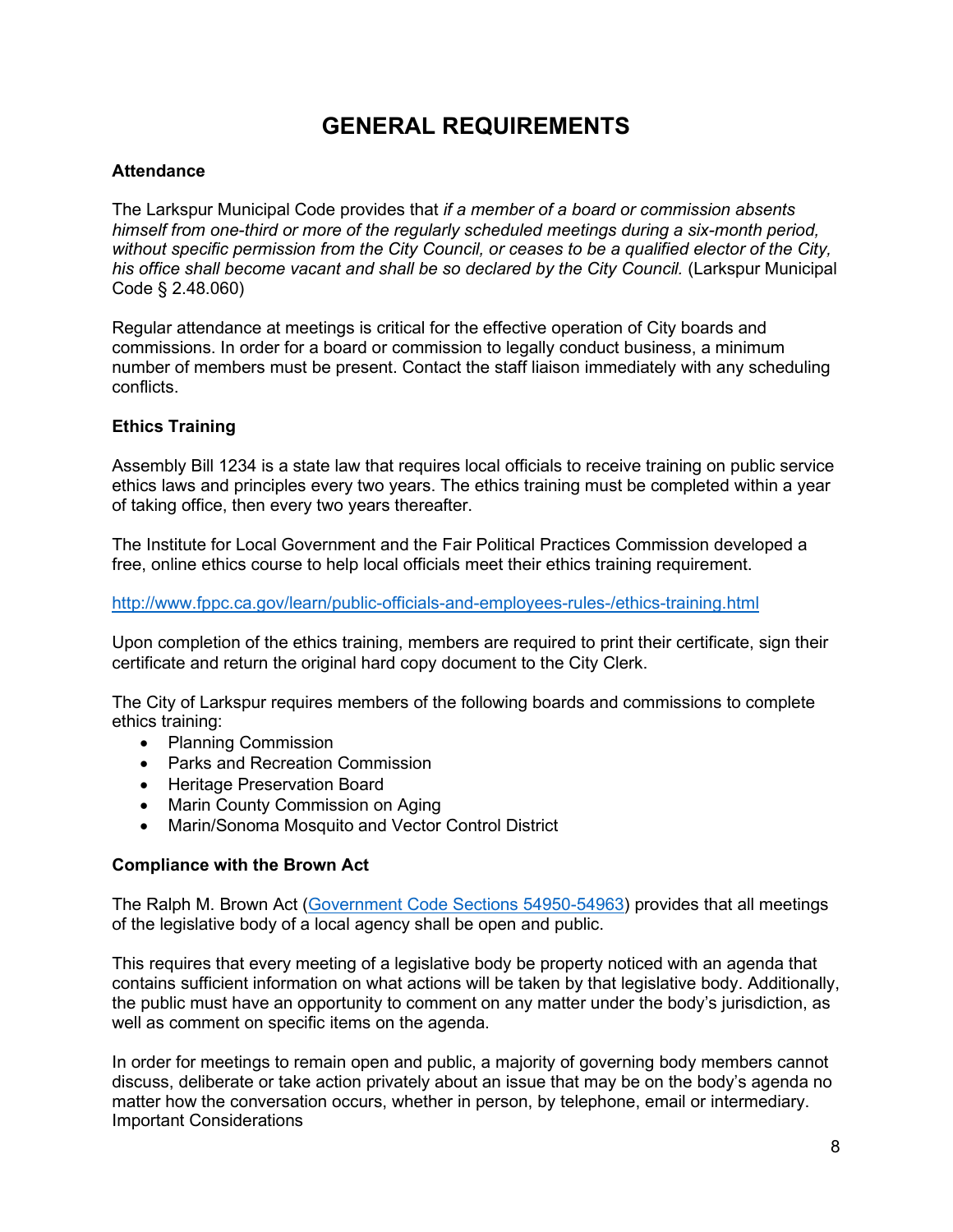# GENERAL REQUIREMENTS

**Attendance**

The Larkspur Municipal Code provides that *if a member of a board or commission absents himself from one-third or more of the regularly scheduled meetings during a six-month period, without specific permission from the City Council, or ceases to be a qualified elector of the City, his office shall become vacant and shall be so declared by the City Council.* (Larkspur Municipal Code § 2.48.060)

Regular attendance at meetings is critical for the effective operation of City boards and commissions. In order for a board or commission to legally conduct business, a minimum number of members must be present. Contact the staff liaison immediately with any scheduling conflicts.

**Ethics Training**

Assembly Bill 1234 is a state law that requires local officials to receive training on public service ethics laws and principles every two years. The ethics training must be completed within a year of taking office, then every two years thereafter.

The Institute for Local Government and the Fair Political Practices Commission developed a free, online ethics course to help local officials meet their ethics training requirement.

http://www.fppc.ca.gov/learn/public-officials-and-employees-rules-/ethics-training.html

Upon completion of the ethics training, members are required to print their certificate, sign their certificate and return the original hard copy document to the City Clerk.

The City of Larkspur requires members of the following boards and commissions to complete ethics training:

- Planning Commission
- Parks and Recreation Commission
- Heritage Preservation Board
- Marin County Commission on Aging
- Marin/Sonoma Mosquito and Vector Control District

**Compliance with the Brown Act**

The Ralph M. Brown Act (Government Code Sections 54950-54963) provides that all meetings of the legislative body of a local agency shall be open and public.

This requires that every meeting of a legislative body be property noticed with an agenda that contains sufficient information on what actions will be taken by that legislative body. Additionally, the public must have an opportunity to comment on any matter under the body's jurisdiction, as well as comment on specific items on the agenda.

In order for meetings to remain open and public, a majority of governing body members cannot discuss, deliberate or take action privately about an issue that may be on the body's agenda no matter how the conversation occurs, whether in person, by telephone, email or intermediary.
Important Considerations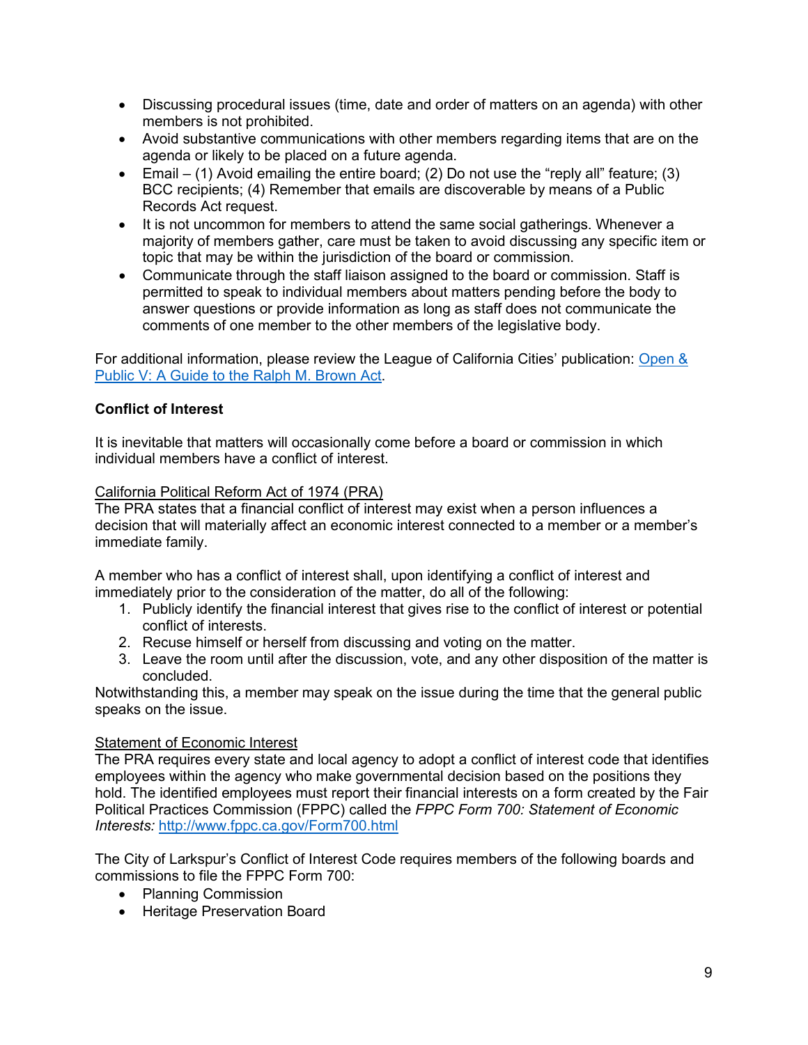- Discussing procedural issues (time, date and order of matters on an agenda) with other members is not prohibited.
- Avoid substantive communications with other members regarding items that are on the agenda or likely to be placed on a future agenda.
- Email – (1) Avoid emailing the entire board; (2) Do not use the "reply all" feature; (3) BCC recipients; (4) Remember that emails are discoverable by means of a Public Records Act request.
- It is not uncommon for members to attend the same social gatherings. Whenever a majority of members gather, care must be taken to avoid discussing any specific item or topic that may be within the jurisdiction of the board or commission.
- Communicate through the staff liaison assigned to the board or commission. Staff is permitted to speak to individual members about matters pending before the body to answer questions or provide information as long as staff does not communicate the comments of one member to the other members of the legislative body.

For additional information, please review the League of California Cities' publication: Open & Public V: A Guide to the Ralph M. Brown Act.

**Conflict of Interest**

It is inevitable that matters will occasionally come before a board or commission in which individual members have a conflict of interest.

California Political Reform Act of 1974 (PRA)
The PRA states that a financial conflict of interest may exist when a person influences a decision that will materially affect an economic interest connected to a member or a member's immediate family.

A member who has a conflict of interest shall, upon identifying a conflict of interest and immediately prior to the consideration of the matter, do all of the following:

1. Publicly identify the financial interest that gives rise to the conflict of interest or potential conflict of interests.
2. Recuse himself or herself from discussing and voting on the matter.
3. Leave the room until after the discussion, vote, and any other disposition of the matter is concluded.

Notwithstanding this, a member may speak on the issue during the time that the general public speaks on the issue.

Statement of Economic Interest
The PRA requires every state and local agency to adopt a conflict of interest code that identifies employees within the agency who make governmental decision based on the positions they hold. The identified employees must report their financial interests on a form created by the Fair Political Practices Commission (FPPC) called the *FPPC Form 700: Statement of Economic Interests:* http://www.fppc.ca.gov/Form700.html

The City of Larkspur's Conflict of Interest Code requires members of the following boards and commissions to file the FPPC Form 700:

- Planning Commission
- Heritage Preservation Board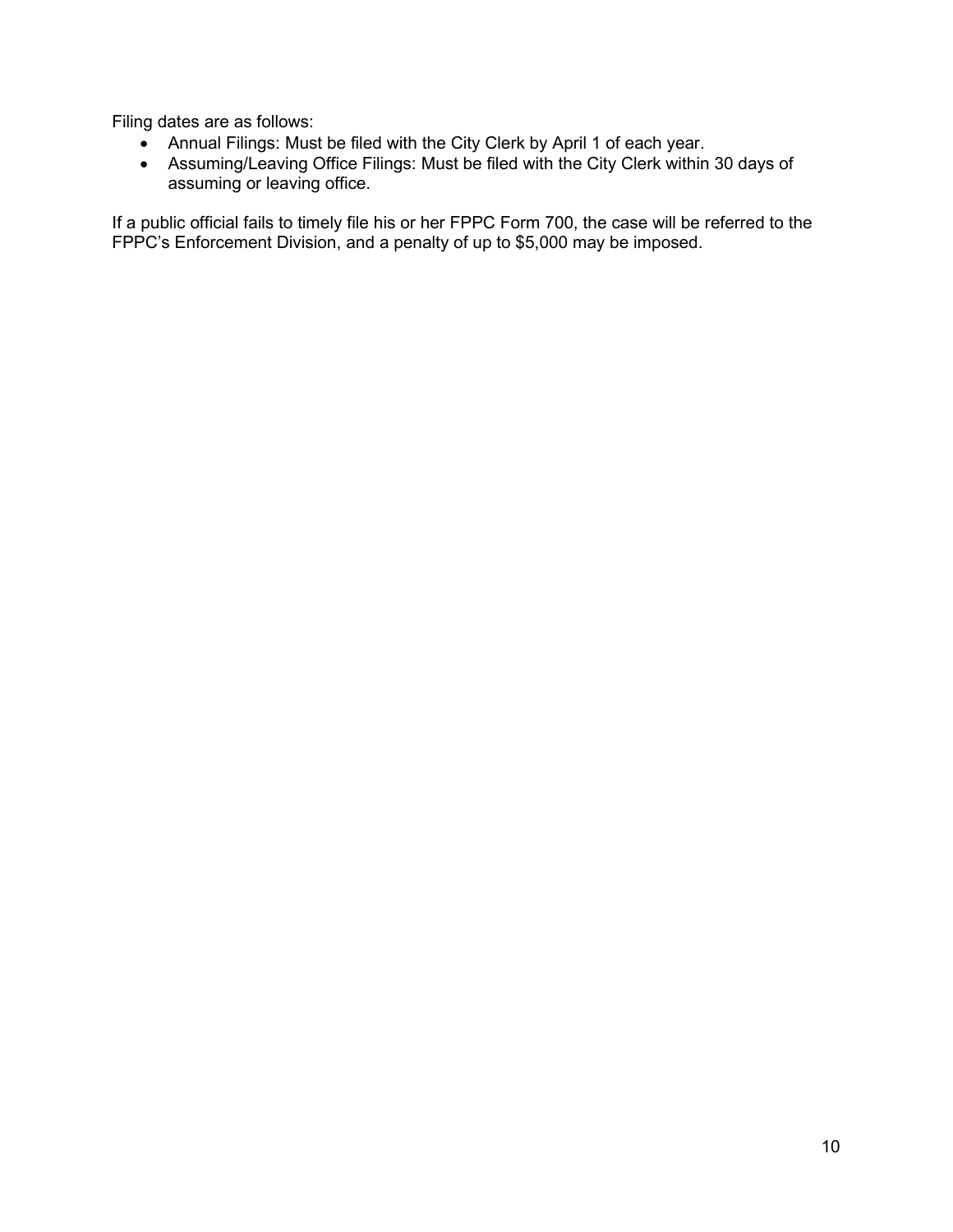Filing dates are as follows:

- Annual Filings: Must be filed with the City Clerk by April 1 of each year.
- Assuming/Leaving Office Filings: Must be filed with the City Clerk within 30 days of assuming or leaving office.

If a public official fails to timely file his or her FPPC Form 700, the case will be referred to the FPPC's Enforcement Division, and a penalty of up to $5,000 may be imposed.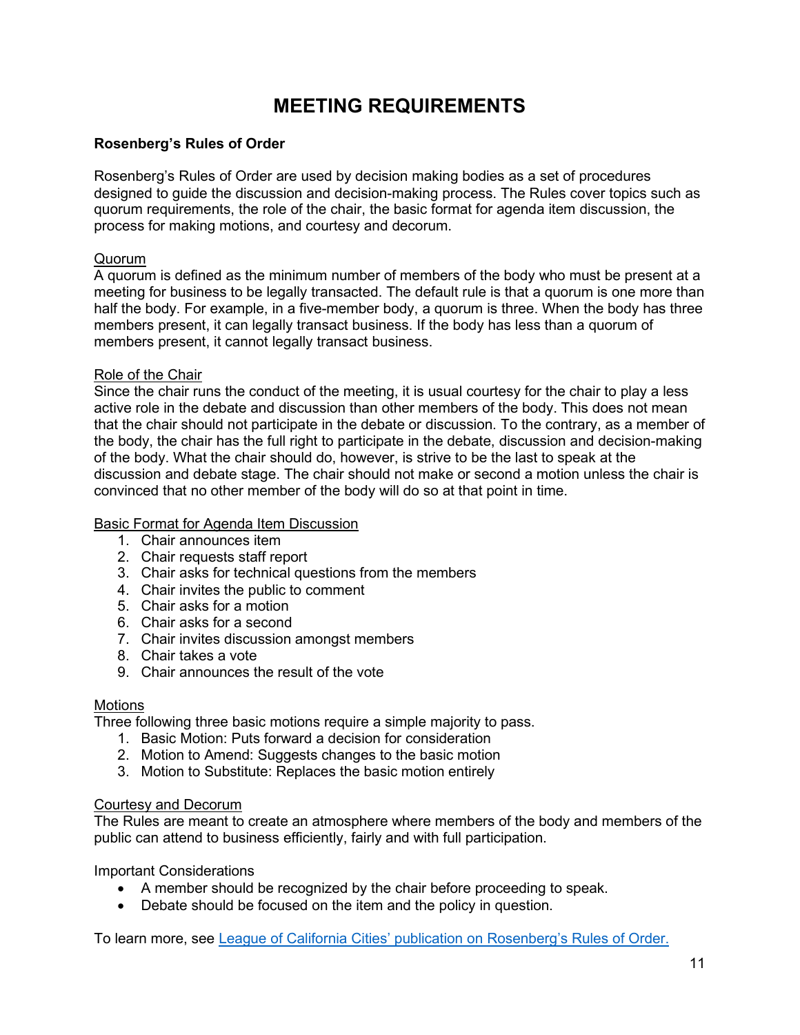# MEETING REQUIREMENTS

**Rosenberg's Rules of Order**

Rosenberg's Rules of Order are used by decision making bodies as a set of procedures designed to guide the discussion and decision-making process. The Rules cover topics such as quorum requirements, the role of the chair, the basic format for agenda item discussion, the process for making motions, and courtesy and decorum.

<u>Quorum</u>
A quorum is defined as the minimum number of members of the body who must be present at a meeting for business to be legally transacted. The default rule is that a quorum is one more than half the body. For example, in a five-member body, a quorum is three. When the body has three members present, it can legally transact business. If the body has less than a quorum of members present, it cannot legally transact business.

<u>Role of the Chair</u>
Since the chair runs the conduct of the meeting, it is usual courtesy for the chair to play a less active role in the debate and discussion than other members of the body. This does not mean that the chair should not participate in the debate or discussion. To the contrary, as a member of the body, the chair has the full right to participate in the debate, discussion and decision-making of the body. What the chair should do, however, is strive to be the last to speak at the discussion and debate stage. The chair should not make or second a motion unless the chair is convinced that no other member of the body will do so at that point in time.

<u>Basic Format for Agenda Item Discussion</u>

1. Chair announces item
2. Chair requests staff report
3. Chair asks for technical questions from the members
4. Chair invites the public to comment
5. Chair asks for a motion
6. Chair asks for a second
7. Chair invites discussion amongst members
8. Chair takes a vote
9. Chair announces the result of the vote

<u>Motions</u>
Three following three basic motions require a simple majority to pass.

1. Basic Motion: Puts forward a decision for consideration
2. Motion to Amend: Suggests changes to the basic motion
3. Motion to Substitute: Replaces the basic motion entirely

<u>Courtesy and Decorum</u>
The Rules are meant to create an atmosphere where members of the body and members of the public can attend to business efficiently, fairly and with full participation.

Important Considerations

- A member should be recognized by the chair before proceeding to speak.
- Debate should be focused on the item and the policy in question.

To learn more, see [League of California Cities' publication on Rosenberg's Rules of Order.]()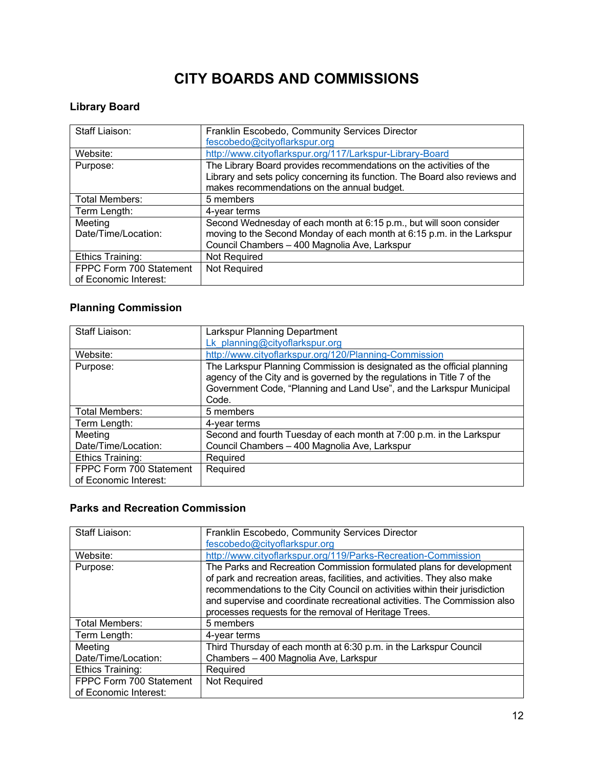# CITY BOARDS AND COMMISSIONS

### Library Board

| | |
|---|---|
| Staff Liaison: | Franklin Escobedo, Community Services Director<br>fescobedo@cityoflarkspur.org |
| Website: | http://www.cityoflarkspur.org/117/Larkspur-Library-Board |
| Purpose: | The Library Board provides recommendations on the activities of the Library and sets policy concerning its function. The Board also reviews and makes recommendations on the annual budget. |
| Total Members: | 5 members |
| Term Length: | 4-year terms |
| Meeting Date/Time/Location: | Second Wednesday of each month at 6:15 p.m., but will soon consider moving to the Second Monday of each month at 6:15 p.m. in the Larkspur Council Chambers – 400 Magnolia Ave, Larkspur |
| Ethics Training: | Not Required |
| FPPC Form 700 Statement of Economic Interest: | Not Required |

### Planning Commission

| | |
|---|---|
| Staff Liaison: | Larkspur Planning Department<br>Lk_planning@cityoflarkspur.org |
| Website: | http://www.cityoflarkspur.org/120/Planning-Commission |
| Purpose: | The Larkspur Planning Commission is designated as the official planning agency of the City and is governed by the regulations in Title 7 of the Government Code, "Planning and Land Use", and the Larkspur Municipal Code. |
| Total Members: | 5 members |
| Term Length: | 4-year terms |
| Meeting Date/Time/Location: | Second and fourth Tuesday of each month at 7:00 p.m. in the Larkspur Council Chambers – 400 Magnolia Ave, Larkspur |
| Ethics Training: | Required |
| FPPC Form 700 Statement of Economic Interest: | Required |

### Parks and Recreation Commission

| | |
|---|---|
| Staff Liaison: | Franklin Escobedo, Community Services Director<br>fescobedo@cityoflarkspur.org |
| Website: | http://www.cityoflarkspur.org/119/Parks-Recreation-Commission |
| Purpose: | The Parks and Recreation Commission formulated plans for development of park and recreation areas, facilities, and activities. They also make recommendations to the City Council on activities within their jurisdiction and supervise and coordinate recreational activities. The Commission also processes requests for the removal of Heritage Trees. |
| Total Members: | 5 members |
| Term Length: | 4-year terms |
| Meeting Date/Time/Location: | Third Thursday of each month at 6:30 p.m. in the Larkspur Council Chambers – 400 Magnolia Ave, Larkspur |
| Ethics Training: | Required |
| FPPC Form 700 Statement of Economic Interest: | Not Required |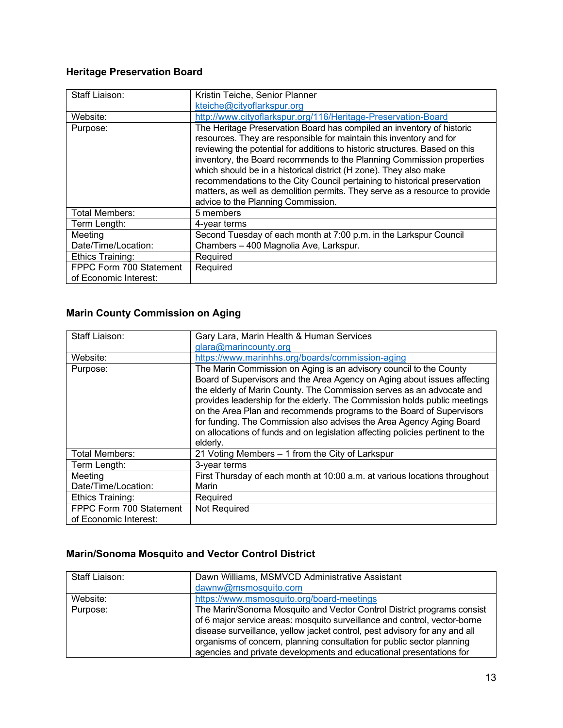### Heritage Preservation Board

| | |
|---|---|
| Staff Liaison: | Kristin Teiche, Senior Planner<br>kteiche@cityoflarkspur.org |
| Website: | http://www.cityoflarkspur.org/116/Heritage-Preservation-Board |
| Purpose: | The Heritage Preservation Board has compiled an inventory of historic resources. They are responsible for maintain this inventory and for reviewing the potential for additions to historic structures. Based on this inventory, the Board recommends to the Planning Commission properties which should be in a historical district (H zone). They also make recommendations to the City Council pertaining to historical preservation matters, as well as demolition permits. They serve as a resource to provide advice to the Planning Commission. |
| Total Members: | 5 members |
| Term Length: | 4-year terms |
| Meeting Date/Time/Location: | Second Tuesday of each month at 7:00 p.m. in the Larkspur Council Chambers – 400 Magnolia Ave, Larkspur. |
| Ethics Training: | Required |
| FPPC Form 700 Statement of Economic Interest: | Required |

### Marin County Commission on Aging

| | |
|---|---|
| Staff Liaison: | Gary Lara, Marin Health & Human Services<br>glara@marincounty.org |
| Website: | https://www.marinhhs.org/boards/commission-aging |
| Purpose: | The Marin Commission on Aging is an advisory council to the County Board of Supervisors and the Area Agency on Aging about issues affecting the elderly of Marin County. The Commission serves as an advocate and provides leadership for the elderly. The Commission holds public meetings on the Area Plan and recommends programs to the Board of Supervisors for funding. The Commission also advises the Area Agency Aging Board on allocations of funds and on legislation affecting policies pertinent to the elderly. |
| Total Members: | 21 Voting Members – 1 from the City of Larkspur |
| Term Length: | 3-year terms |
| Meeting Date/Time/Location: | First Thursday of each month at 10:00 a.m. at various locations throughout Marin |
| Ethics Training: | Required |
| FPPC Form 700 Statement of Economic Interest: | Not Required |

### Marin/Sonoma Mosquito and Vector Control District

| | |
|---|---|
| Staff Liaison: | Dawn Williams, MSMVCD Administrative Assistant<br>dawnw@msmosquito.com |
| Website: | https://www.msmosquito.org/board-meetings |
| Purpose: | The Marin/Sonoma Mosquito and Vector Control District programs consist of 6 major service areas: mosquito surveillance and control, vector-borne disease surveillance, yellow jacket control, pest advisory for any and all organisms of concern, planning consultation for public sector planning agencies and private developments and educational presentations for |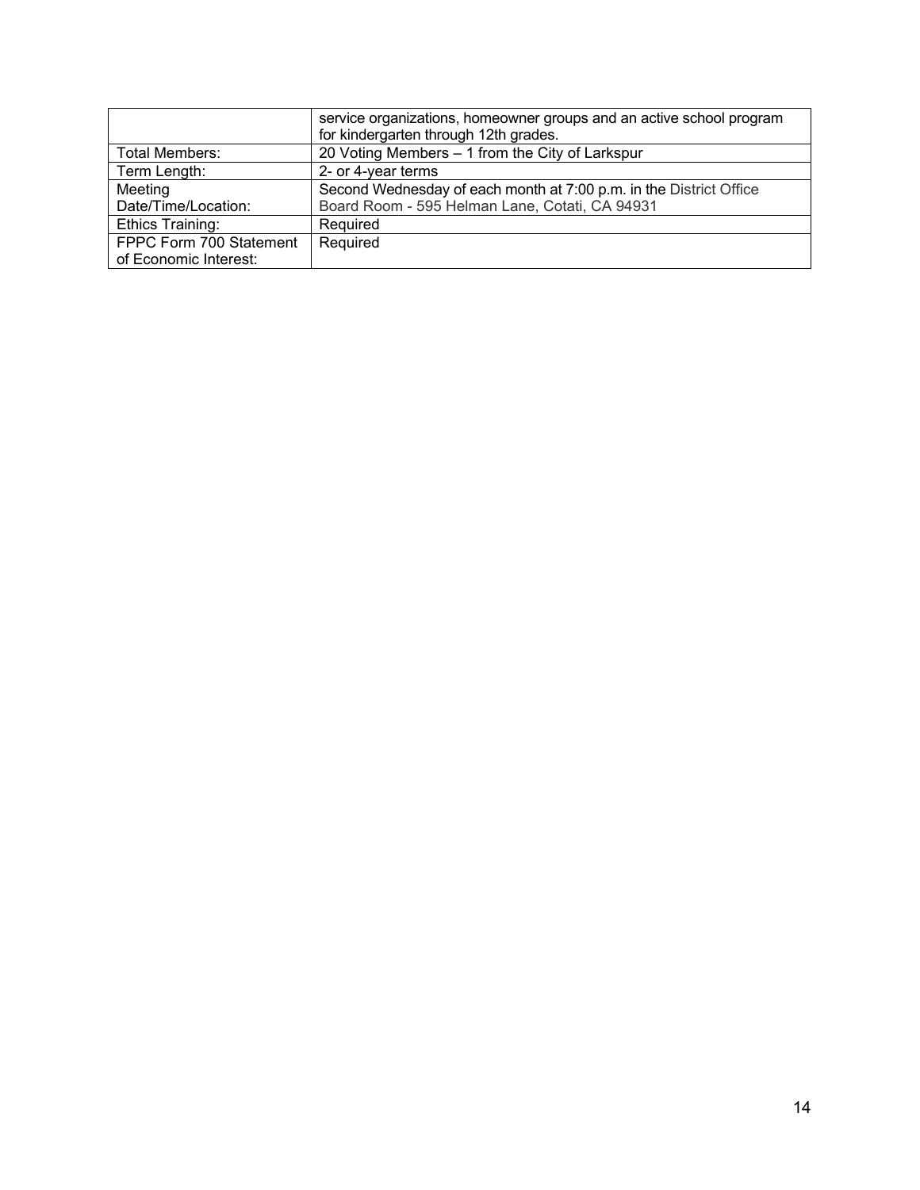| | |
|---|---|
| | service organizations, homeowner groups and an active school program for kindergarten through 12th grades. |
| Total Members: | 20 Voting Members – 1 from the City of Larkspur |
| Term Length: | 2- or 4-year terms |
| Meeting Date/Time/Location: | Second Wednesday of each month at 7:00 p.m. in the District Office Board Room - 595 Helman Lane, Cotati, CA 94931 |
| Ethics Training: | Required |
| FPPC Form 700 Statement of Economic Interest: | Required |